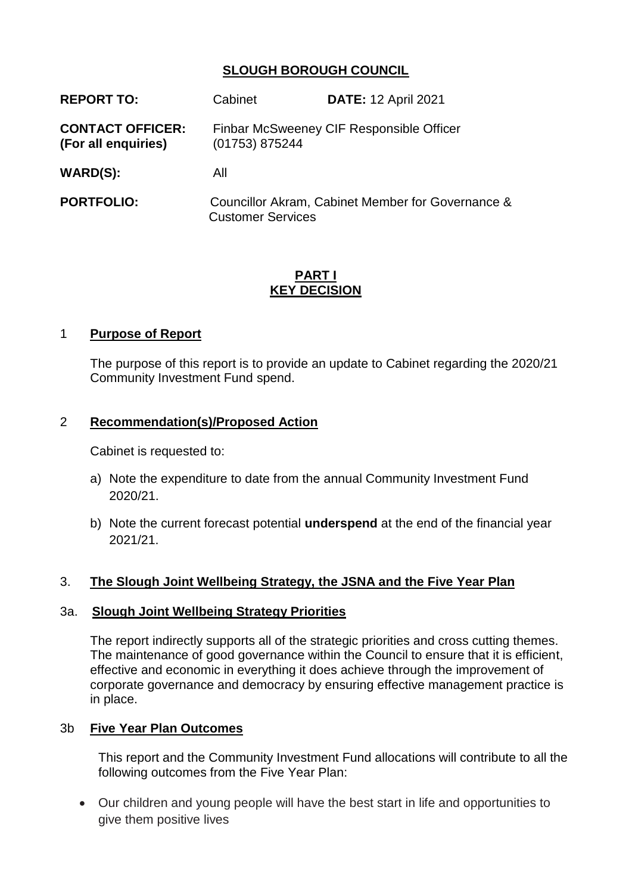**SLOUGH BOROUGH COUNCIL**

| | | |
|---|---|---|
| **REPORT TO:** | Cabinet | **DATE:** 12 April 2021 |
| **CONTACT OFFICER:** **(For all enquiries)** | Finbar McSweeney CIF Responsible Officer (01753) 875244 | |
| **WARD(S):** | All | |
| **PORTFOLIO:** | Councillor Akram, Cabinet Member for Governance & Customer Services | |

**PART I**
**KEY DECISION**

## 1 Purpose of Report

The purpose of this report is to provide an update to Cabinet regarding the 2020/21 Community Investment Fund spend.

## 2 Recommendation(s)/Proposed Action

Cabinet is requested to:

a) Note the expenditure to date from the annual Community Investment Fund 2020/21.

b) Note the current forecast potential **underspend** at the end of the financial year 2021/21.

## 3. The Slough Joint Wellbeing Strategy, the JSNA and the Five Year Plan

### 3a. Slough Joint Wellbeing Strategy Priorities

The report indirectly supports all of the strategic priorities and cross cutting themes. The maintenance of good governance within the Council to ensure that it is efficient, effective and economic in everything it does achieve through the improvement of corporate governance and democracy by ensuring effective management practice is in place.

### 3b Five Year Plan Outcomes

This report and the Community Investment Fund allocations will contribute to all the following outcomes from the Five Year Plan:

- Our children and young people will have the best start in life and opportunities to give them positive lives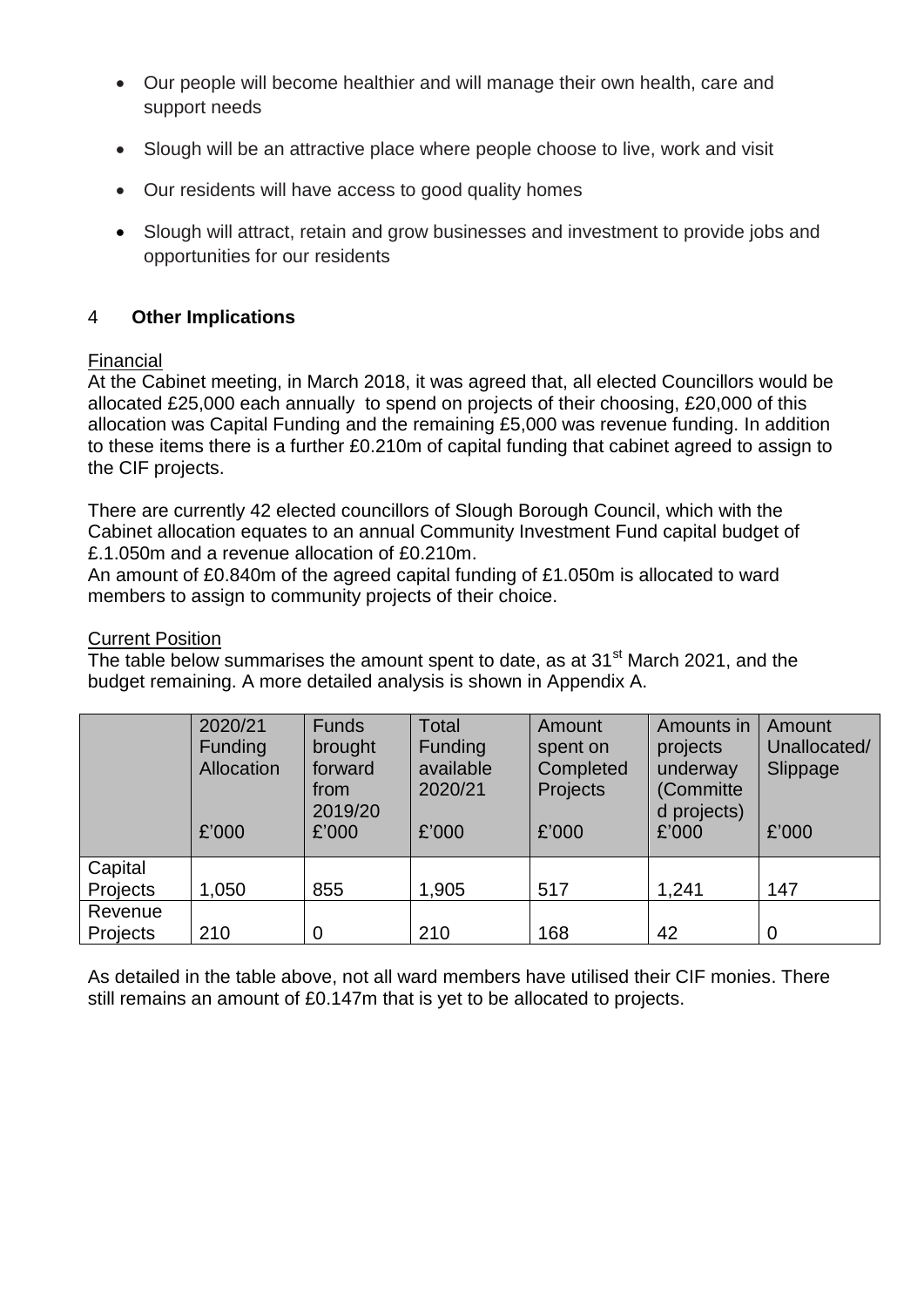- Our people will become healthier and will manage their own health, care and support needs
- Slough will be an attractive place where people choose to live, work and visit
- Our residents will have access to good quality homes
- Slough will attract, retain and grow businesses and investment to provide jobs and opportunities for our residents

## 4 **Other Implications**

Financial

At the Cabinet meeting, in March 2018, it was agreed that, all elected Councillors would be allocated £25,000 each annually to spend on projects of their choosing, £20,000 of this allocation was Capital Funding and the remaining £5,000 was revenue funding. In addition to these items there is a further £0.210m of capital funding that cabinet agreed to assign to the CIF projects.

There are currently 42 elected councillors of Slough Borough Council, which with the Cabinet allocation equates to an annual Community Investment Fund capital budget of £.1.050m and a revenue allocation of £0.210m.
An amount of £0.840m of the agreed capital funding of £1.050m is allocated to ward members to assign to community projects of their choice.

Current Position

The table below summarises the amount spent to date, as at 31st March 2021, and the budget remaining. A more detailed analysis is shown in Appendix A.

| | 2020/21 Funding Allocation £'000 | Funds brought forward from 2019/20 £'000 | Total Funding available 2020/21 £'000 | Amount spent on Completed Projects £'000 | Amounts in projects underway (Committed projects) £'000 | Amount Unallocated/ Slippage £'000 |
|---|---|---|---|---|---|---|
| Capital Projects | 1,050 | 855 | 1,905 | 517 | 1,241 | 147 |
| Revenue Projects | 210 | 0 | 210 | 168 | 42 | 0 |

As detailed in the table above, not all ward members have utilised their CIF monies. There still remains an amount of £0.147m that is yet to be allocated to projects.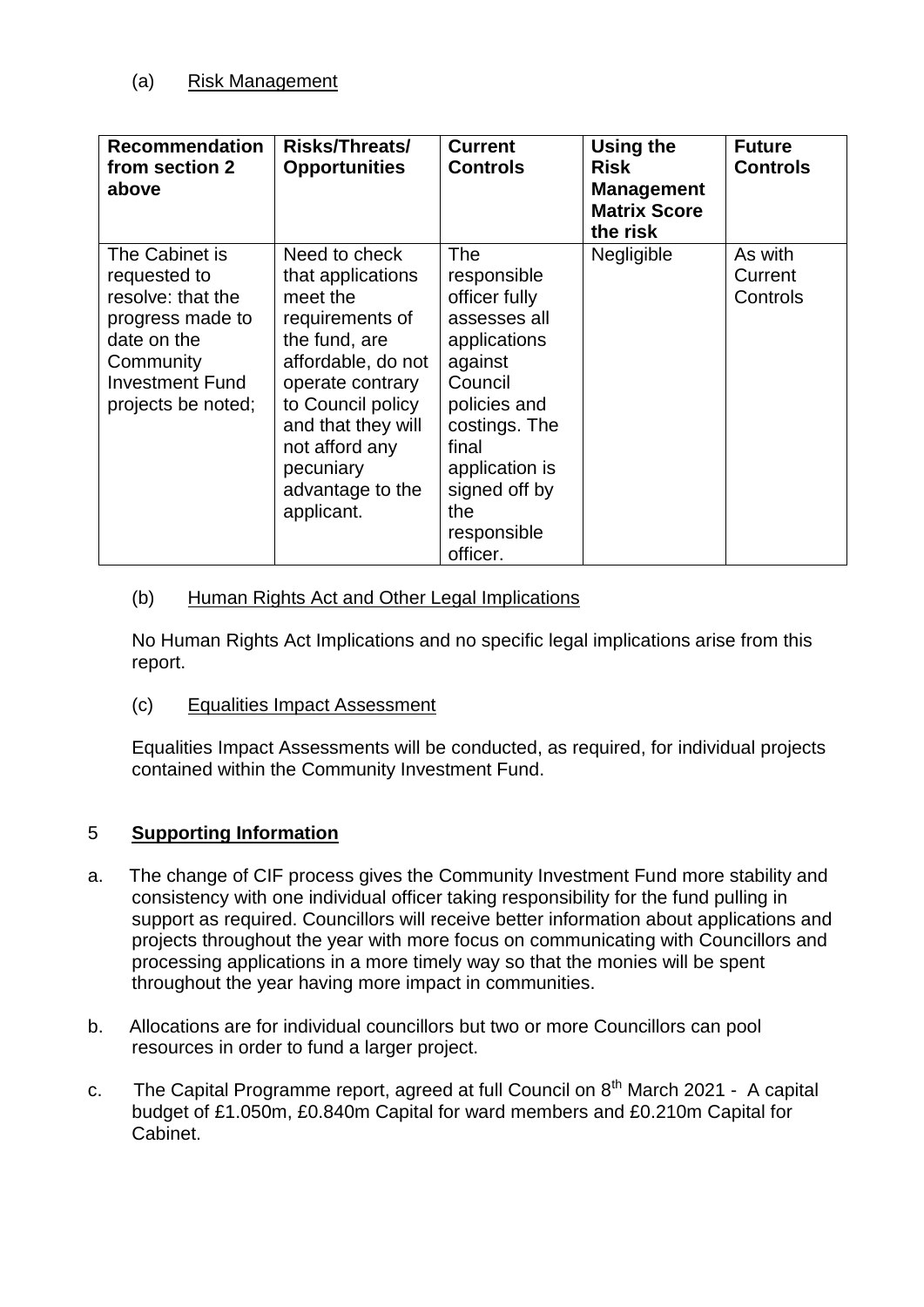(a) Risk Management

| Recommendation from section 2 above | Risks/Threats/ Opportunities | Current Controls | Using the Risk Management Matrix Score the risk | Future Controls |
|---|---|---|---|---|
| The Cabinet is requested to resolve: that the progress made to date on the Community Investment Fund projects be noted; | Need to check that applications meet the requirements of the fund, are affordable, do not operate contrary to Council policy and that they will not afford any pecuniary advantage to the applicant. | The responsible officer fully assesses all applications against Council policies and costings. The final application is signed off by the responsible officer. | Negligible | As with Current Controls |

(b) Human Rights Act and Other Legal Implications

No Human Rights Act Implications and no specific legal implications arise from this report.

(c) Equalities Impact Assessment

Equalities Impact Assessments will be conducted, as required, for individual projects contained within the Community Investment Fund.

## 5 **Supporting Information**

a. The change of CIF process gives the Community Investment Fund more stability and consistency with one individual officer taking responsibility for the fund pulling in support as required. Councillors will receive better information about applications and projects throughout the year with more focus on communicating with Councillors and processing applications in a more timely way so that the monies will be spent throughout the year having more impact in communities.

b. Allocations are for individual councillors but two or more Councillors can pool resources in order to fund a larger project.

c. The Capital Programme report, agreed at full Council on 8th March 2021 - A capital budget of £1.050m, £0.840m Capital for ward members and £0.210m Capital for Cabinet.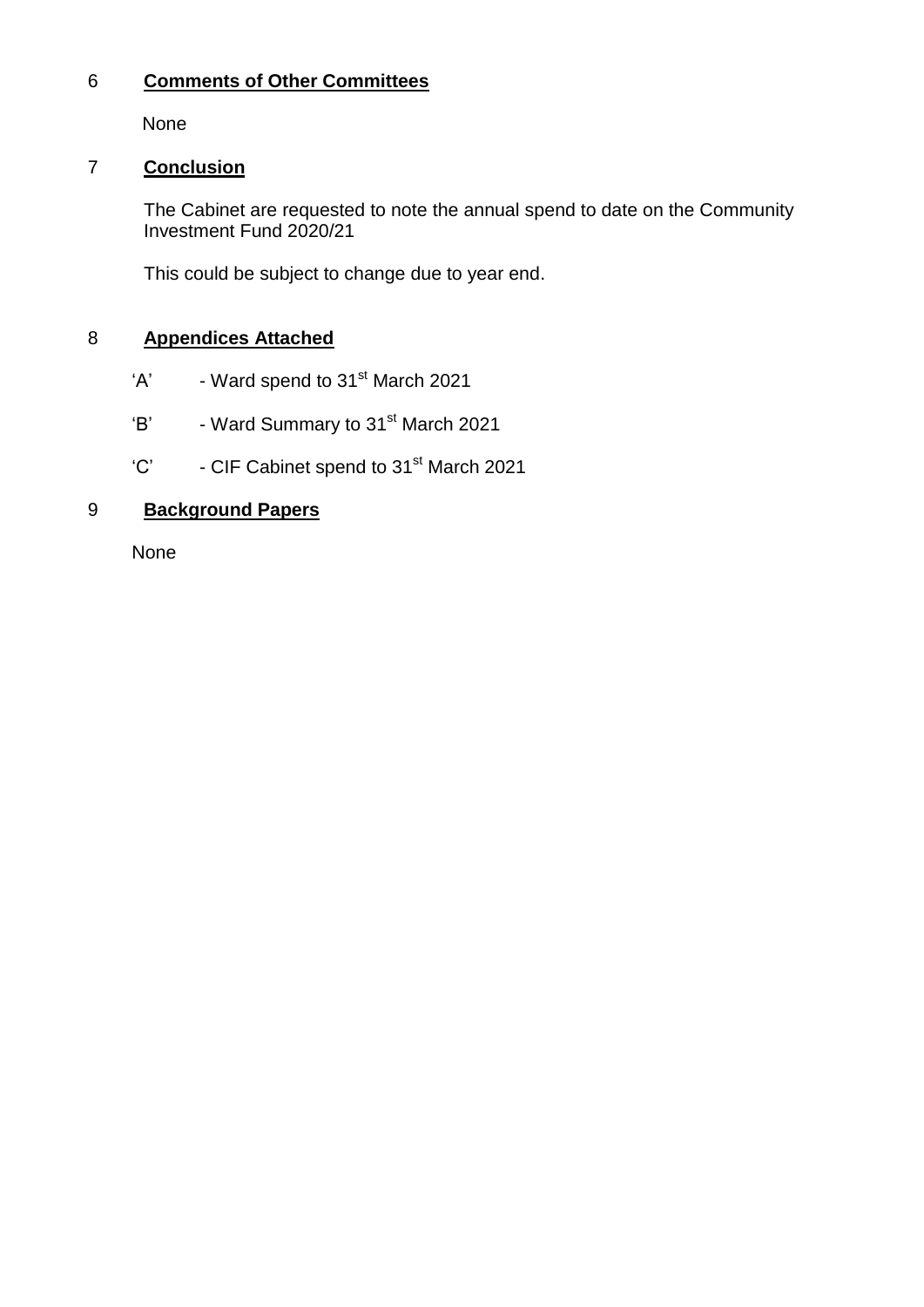## 6 Comments of Other Committees

None

## 7 Conclusion

The Cabinet are requested to note the annual spend to date on the Community Investment Fund 2020/21

This could be subject to change due to year end.

## 8 Appendices Attached

- 'A' - Ward spend to 31st March 2021
- 'B' - Ward Summary to 31st March 2021
- 'C' - CIF Cabinet spend to 31st March 2021

## 9 Background Papers

None